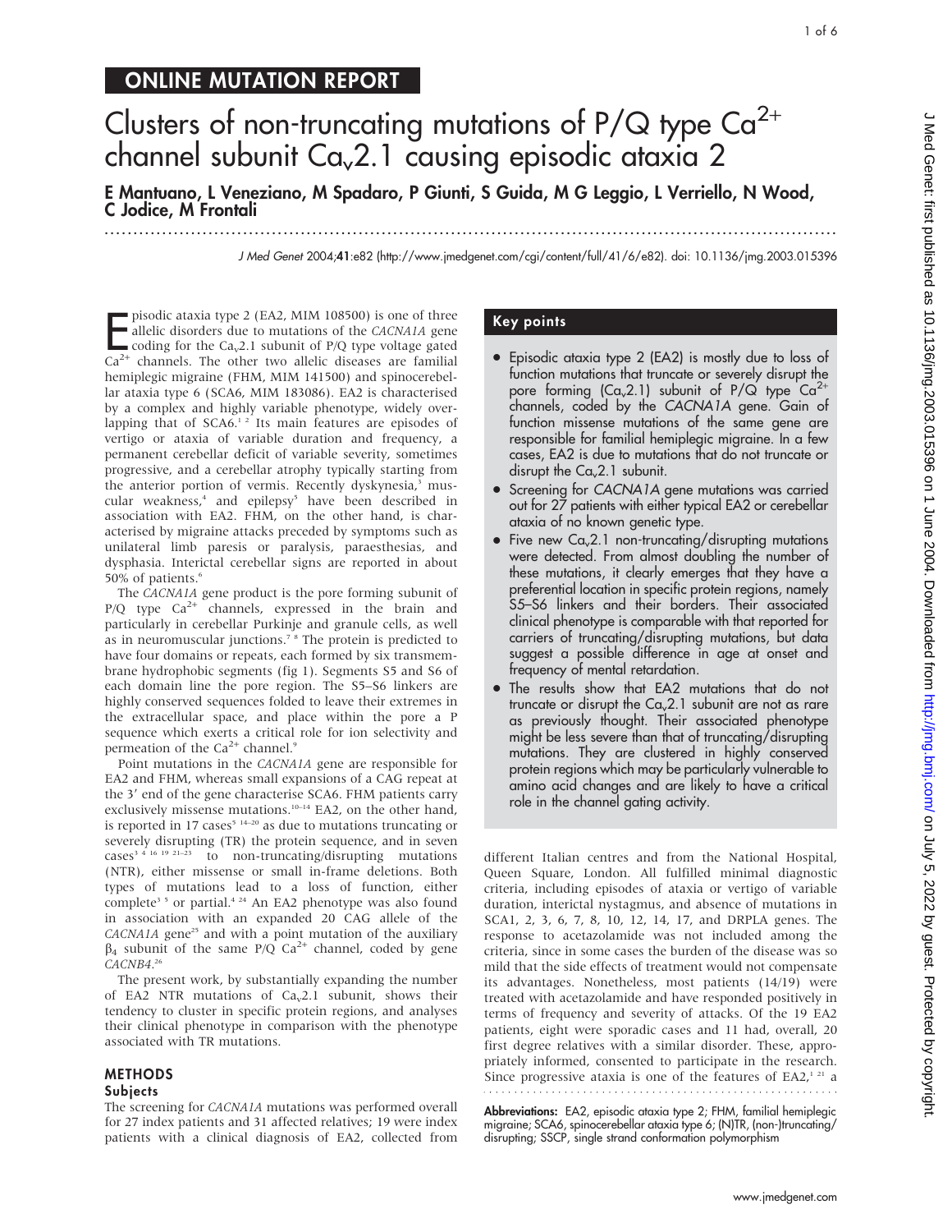## ONLINE MUTATION REPORT

# Clusters of non-truncating mutations of P/Q type $Ca^{2+}$ channel subunit $Ca_v2.1$ causing episodic ataxia 2

**E Mantuano, L Veneziano, M Spadaro, P Giunti, S Guida, M G Leggio, L Verriello, N Wood, C Jodice, M Frontali**

*J Med Genet* 2004;**41**:e82 (http://www.jmedgenet.com/cgi/content/full/41/6/e82). doi: 10.1136/jmg.2003.015396

Episodic ataxia type 2 (EA2, MIM 108500) is one of three allelic disorders due to mutations of the *CACNA1A* gene coding for the $Ca_v2.1$ subunit of P/Q type voltage gated $Ca^{2+}$ channels. The other two allelic diseases are familial hemiplegic migraine (FHM, MIM 141500) and spinocerebellar ataxia type 6 (SCA6, MIM 183086). EA2 is characterised by a complex and highly variable phenotype, widely overlapping that of SCA6.[1 2] Its main features are episodes of vertigo or ataxia of variable duration and frequency, a permanent cerebellar deficit of variable severity, sometimes progressive, and a cerebellar atrophy typically starting from the anterior portion of vermis. Recently dyskynesia,[3] muscular weakness,[4] and epilepsy[5] have been described in association with EA2. FHM, on the other hand, is characterised by migraine attacks preceded by symptoms such as unilateral limb paresis or paralysis, paraesthesias, and dysphasia. Interictal cerebellar signs are reported in about 50% of patients.[6]

The *CACNA1A* gene product is the pore forming subunit of P/Q type $Ca^{2+}$ channels, expressed in the brain and particularly in cerebellar Purkinje and granule cells, as well as in neuromuscular junctions.[7 8] The protein is predicted to have four domains or repeats, each formed by six transmembrane hydrophobic segments (fig 1). Segments S5 and S6 of each domain line the pore region. The S5–S6 linkers are highly conserved sequences folded to leave their extremes in the extracellular space, and place within the pore a P sequence which exerts a critical role for ion selectivity and permeation of the $Ca^{2+}$ channel.[9]

Point mutations in the *CACNA1A* gene are responsible for EA2 and FHM, whereas small expansions of a CAG repeat at the 3′ end of the gene characterise SCA6. FHM patients carry exclusively missense mutations.[10–14] EA2, on the other hand, is reported in 17 cases[5 14–20] as due to mutations truncating or severely disrupting (TR) the protein sequence, and in seven cases[3 4 16 19 21–23] to non-truncating/disrupting mutations (NTR), either missense or small in-frame deletions. Both types of mutations lead to a loss of function, either complete[3 5] or partial.[4 24] An EA2 phenotype was also found in association with an expanded 20 CAG allele of the *CACNA1A* gene[25] and with a point mutation of the auxiliary $\beta_4$ subunit of the same P/Q $Ca^{2+}$ channel, coded by gene *CACNB4*.[26]

The present work, by substantially expanding the number of EA2 NTR mutations of $Ca_v2.1$ subunit, shows their tendency to cluster in specific protein regions, and analyses their clinical phenotype in comparison with the phenotype associated with TR mutations.

## METHODS

### Subjects

The screening for *CACNA1A* mutations was performed overall for 27 index patients and 31 affected relatives; 19 were index patients with a clinical diagnosis of EA2, collected from different Italian centres and from the National Hospital, Queen Square, London. All fulfilled minimal diagnostic criteria, including episodes of ataxia or vertigo of variable duration, interictal nystagmus, and absence of mutations in SCA1, 2, 3, 6, 7, 8, 10, 12, 14, 17, and DRPLA genes. The response to acetazolamide was not included among the criteria, since in some cases the burden of the disease was so mild that the side effects of treatment would not compensate its advantages. Nonetheless, most patients (14/19) were treated with acetazolamide and have responded positively in terms of frequency and severity of attacks. Of the 19 EA2 patients, eight were sporadic cases and 11 had, overall, 20 first degree relatives with a similar disorder. These, appropriately informed, consented to participate in the research. Since progressive ataxia is one of the features of EA2,[1 21] a

### Key points

- Episodic ataxia type 2 (EA2) is mostly due to loss of function mutations that truncate or severely disrupt the pore forming ($Ca_v2.1$) subunit of P/Q type $Ca^{2+}$ channels, coded by the *CACNA1A* gene. Gain of function missense mutations of the same gene are responsible for familial hemiplegic migraine. In a few cases, EA2 is due to mutations that do not truncate or disrupt the $Ca_v2.1$ subunit.
- Screening for *CACNA1A* gene mutations was carried out for 27 patients with either typical EA2 or cerebellar ataxia of no known genetic type.
- Five new $Ca_v2.1$ non-truncating/disrupting mutations were detected. From almost doubling the number of these mutations, it clearly emerges that they have a preferential location in specific protein regions, namely S5–S6 linkers and their borders. Their associated clinical phenotype is comparable with that reported for carriers of truncating/disrupting mutations, but data suggest a possible difference in age at onset and frequency of mental retardation.
- The results show that EA2 mutations that do not truncate or disrupt the $Ca_v2.1$ subunit are not as rare as previously thought. Their associated phenotype might be less severe than that of truncating/disrupting mutations. They are clustered in highly conserved protein regions which may be particularly vulnerable to amino acid changes and are likely to have a critical role in the channel gating activity.

**Abbreviations:** EA2, episodic ataxia type 2; FHM, familial hemiplegic migraine; SCA6, spinocerebellar ataxia type 6; (N)TR, (non-)truncating/disrupting; SSCP, single strand conformation polymorphism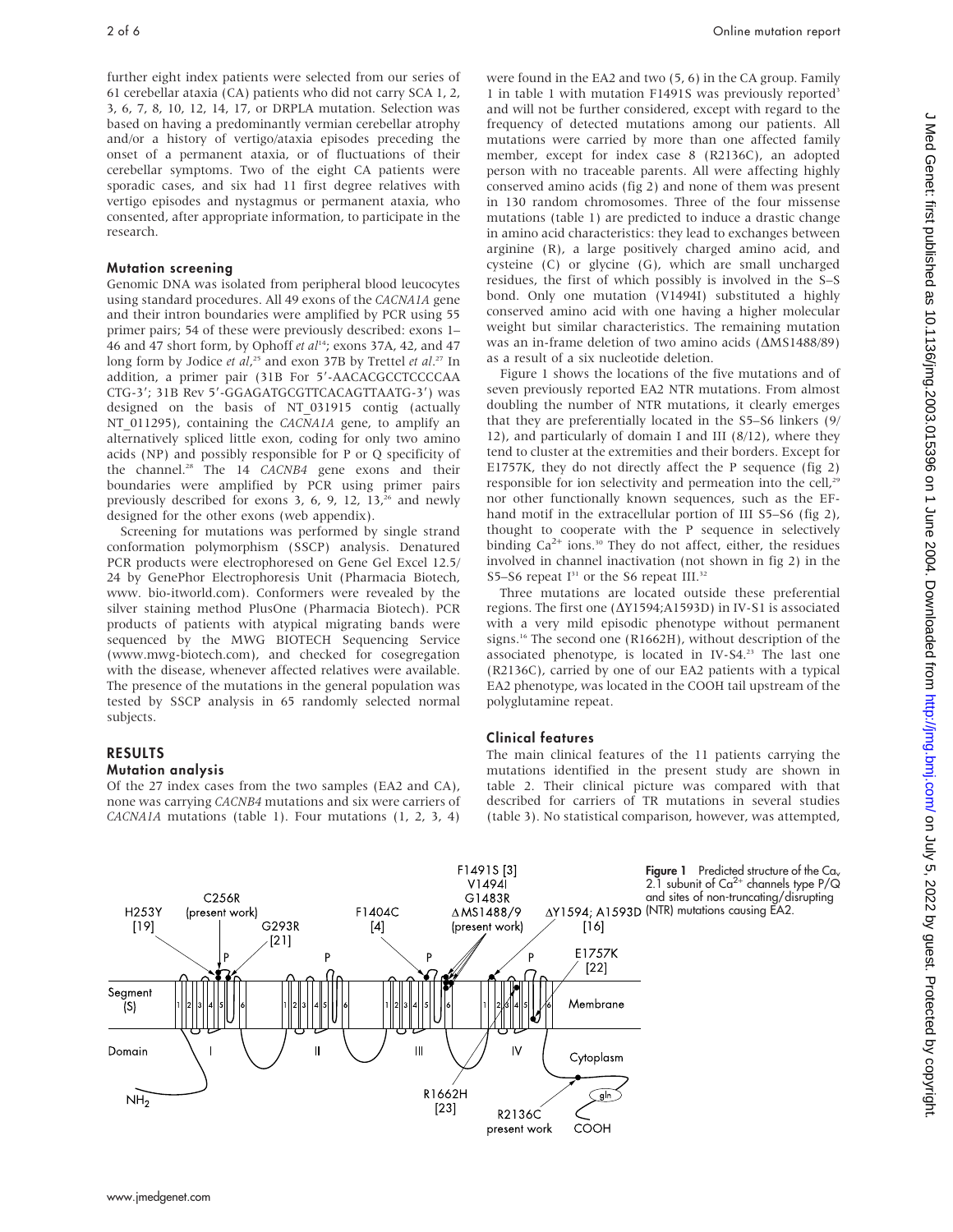further eight index patients were selected from our series of 61 cerebellar ataxia (CA) patients who did not carry SCA 1, 2, 3, 6, 7, 8, 10, 12, 14, 17, or DRPLA mutation. Selection was based on having a predominantly vermian cerebellar atrophy and/or a history of vertigo/ataxia episodes preceding the onset of a permanent ataxia, or of fluctuations of their cerebellar symptoms. Two of the eight CA patients were sporadic cases, and six had 11 first degree relatives with vertigo episodes and nystagmus or permanent ataxia, who consented, after appropriate information, to participate in the research.

### Mutation screening

Genomic DNA was isolated from peripheral blood leucocytes using standard procedures. All 49 exons of the *CACNA1A* gene and their intron boundaries were amplified by PCR using 55 primer pairs; 54 of these were previously described: exons 1–46 and 47 short form, by Ophoff *et al*[14]; exons 37A, 42, and 47 long form by Jodice *et al*,[25] and exon 37B by Trettel *et al*.[27] In addition, a primer pair (31B For 5′-AACACGCCTCCCCAA CTG-3′; 31B Rev 5′-GGAGATGCGTTCACAGTTAATG-3′) was designed on the basis of NT_031915 contig (actually NT_011295), containing the *CACNA1A* gene, to amplify an alternatively spliced little exon, coding for only two amino acids (NP) and possibly responsible for P or Q specificity of the channel.[28] The 14 *CACNB4* gene exons and their boundaries were amplified by PCR using primer pairs previously described for exons 3, 6, 9, 12, 13,[26] and newly designed for the other exons (web appendix).

Screening for mutations was performed by single strand conformation polymorphism (SSCP) analysis. Denatured PCR products were electrophoresed on Gene Gel Excel 12.5/24 by GenePhor Electrophoresis Unit (Pharmacia Biotech, www. bio-itworld.com). Conformers were revealed by the silver staining method PlusOne (Pharmacia Biotech). PCR products of patients with atypical migrating bands were sequenced by the MWG BIOTECH Sequencing Service (www.mwg-biotech.com), and checked for cosegregation with the disease, whenever affected relatives were available. The presence of the mutations in the general population was tested by SSCP analysis in 65 randomly selected normal subjects.

## RESULTS

### Mutation analysis

Of the 27 index cases from the two samples (EA2 and CA), none was carrying *CACNB4* mutations and six were carriers of *CACNA1A* mutations (table 1). Four mutations (1, 2, 3, 4) were found in the EA2 and two (5, 6) in the CA group. Family 1 in table 1 with mutation F1491S was previously reported[3] and will not be further considered, except with regard to the frequency of detected mutations among our patients. All mutations were carried by more than one affected family member, except for index case 8 (R2136C), an adopted person with no traceable parents. All were affecting highly conserved amino acids (fig 2) and none of them was present in 130 random chromosomes. Three of the four missense mutations (table 1) are predicted to induce a drastic change in amino acid characteristics: they lead to exchanges between arginine (R), a large positively charged amino acid, and cysteine (C) or glycine (G), which are small uncharged residues, the first of which possibly is involved in the S–S bond. Only one mutation (V1494I) substituted a highly conserved amino acid with one having a higher molecular weight but similar characteristics. The remaining mutation was an in-frame deletion of two amino acids (ΔMS1488/89) as a result of a six nucleotide deletion.

Figure 1 shows the locations of the five mutations and of seven previously reported EA2 NTR mutations. From almost doubling the number of NTR mutations, it clearly emerges that they are preferentially located in the S5–S6 linkers (9/12), and particularly of domain I and III (8/12), where they tend to cluster at the extremities and their borders. Except for E1757K, they do not directly affect the P sequence (fig 2) responsible for ion selectivity and permeation into the cell,[29] nor other functionally known sequences, such as the EF-hand motif in the extracellular portion of III S5–S6 (fig 2), thought to cooperate with the P sequence in selectively binding $Ca^{2+}$ ions.[30] They do not affect, either, the residues involved in channel inactivation (not shown in fig 2) in the S5–S6 repeat I[31] or the S6 repeat III.[32]

Three mutations are located outside these preferential regions. The first one (ΔY1594;A1593D) in IV-S1 is associated with a very mild episodic phenotype without permanent signs.[16] The second one (R1662H), without description of the associated phenotype, is located in IV-S4.[23] The last one (R2136C), carried by one of our EA2 patients with a typical EA2 phenotype, was located in the COOH tail upstream of the polyglutamine repeat.

### Clinical features

The main clinical features of the 11 patients carrying the mutations identified in the present study are shown in table 2. Their clinical picture was compared with that described for carriers of TR mutations in several studies (table 3). No statistical comparison, however, was attempted,

**Figure 1** Predicted structure of the $Ca_v$ 2.1 subunit of $Ca^{2+}$ channels type P/Q and sites of non-truncating/disrupting (NTR) mutations causing EA2.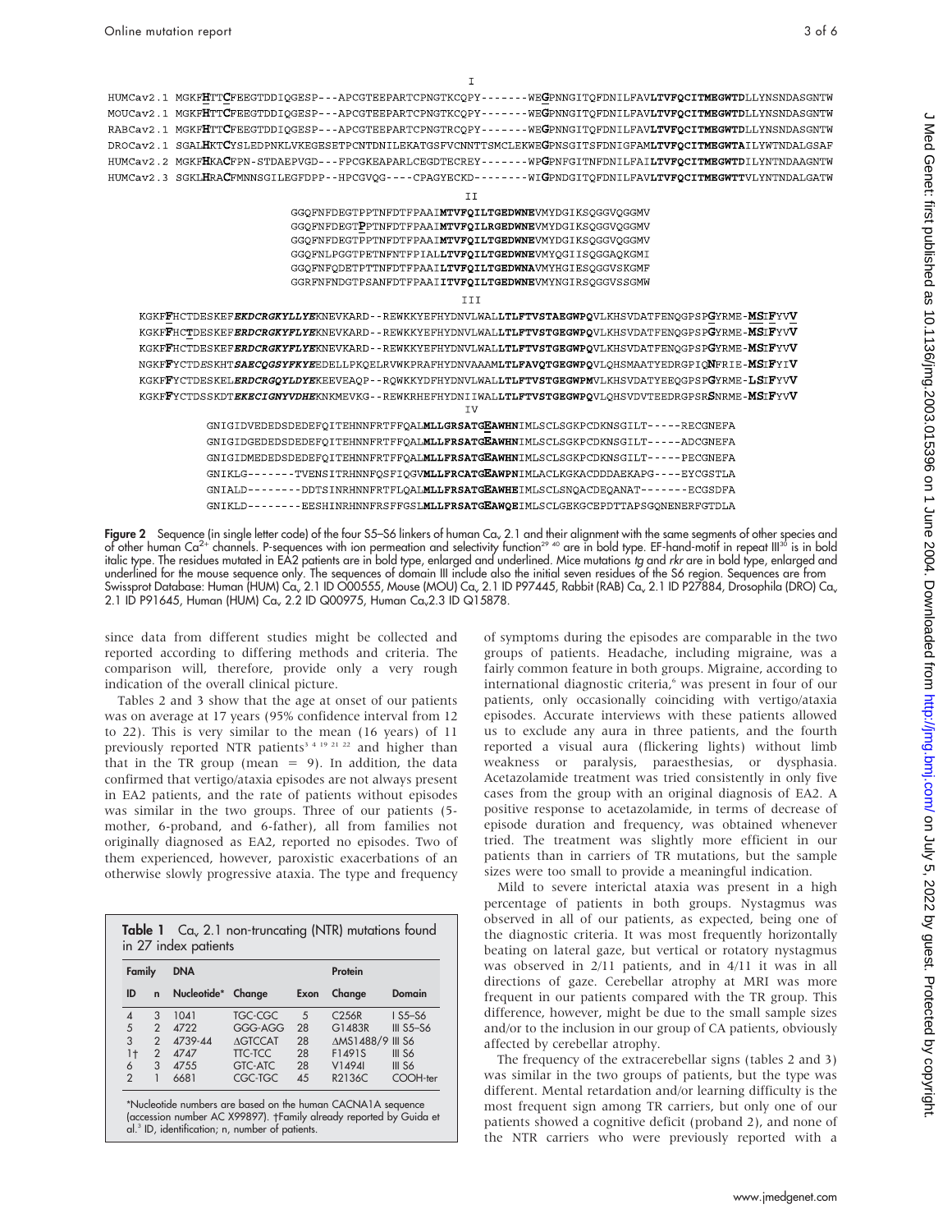I

```
HUMCav2.1 MGKFHTTCFEEGTDDIQGESP---APCGTEEPARTCPNGTKCQPY-------WEGPNNGITQFDNILFAVLTVFQCITMEGWTDLLYNSNDASGNTW
MOUCav2.1 MGKFHTTCFEEGTDDIQGESP---APCGTEEPARTCPNGTKCQPY-------WEGPNNGITQFDNILFAVLTVFQCITMEGWTDLLYNSNDASGNTW
RABCav2.1 MGKFHTTCFEEGTDDIQGESP---APCGTEEPARTCPNGTRCQPY-------WEGPNNGITQFDNILFAVLTVFQCITMEGWTDLLYNSNDASGNTW
DROCav2.1 SGALHKTCYSLEDPNKLVKEGESETPCNTDNILEKATGSFVCNNTTSMCLEKWEGPNSGITSFDNIGFAMLTVFQCITMEGWTAILYWTNDALGSAF
HUMCav2.2 MGKFHKACFPN-STDAEPVGD---FPCGKEAPARLCEGDTECREY-------WPGPNFGITNFDNILFAILTVFQCITMEGWTDILYNTNDAAGNTW
HUMCav2.3 SGKLHRACFMNNSGILEGFDPP--HPCGVQG----CPAGYECKD--------WIGPNDGITQFDNILFAVLTVFQCITMEGWTTVLYNTNDALGATW
```

II

```
GGQFNFDEGTPPTNFDTFPAAIMTVFQILTGEDWNEVMYDGIKSQGGVQGGMV
GGQFNFDEGTPPTNFDTFPAAIMTVFQILRGEDWNEVMYDGIKSQGGVQGGMV
GGQFNFDEGTPPTNFDTFPAAIMTVFQILTGEDWNEVMYDGIKSQGGVQGGMV
GGQFNLPGGTPETNFNTFPIALLTVFQILTGEDWNEVMYQGIISQGGAQKGMI
GGQFNFQDETPTTNFDTFPAAILTVFQILTGEDWNAVMYHGIESQGGVSKGMF
GGRFNFNDGTPSANFDTFPAAIITVFQILTGEDWNEVMYNGIRSQGGVSSGMW
```

III

```
KGKFFHCTDESKEFEKDCRGKYLLYEKNEVKARD--REWKKYEFHYDNVLWALLTLFTVSTAEGWPQVLKHSVDATFENQGPSPGYRME-MSIFYVV
KGKFFHCTDESKEFERDCRGKYFLYEKNEVKARD--REWKKYEFHYDNVLWALLTLFTVSTGEGWPQVLKHSVDATFENQGPSPGYRME-MSIFYVV
KGKFFHCTDESKEFERDCRGKYFLYEKNEVKARD--REWKKYEFHYDNVLWALLTLFTVSTGEGWPQVLKHSVDATFENQGPSPGYRME-MSIFYVV
NGKFFYCTDESKHTSAECQGSYFKYEEDELLPKQELRVWKPRAFHYDNVAAAMLTLFAVQTGEGWPQVLQHSMAATYEDRGPIQNFRIE-MSIFYIV
KGKFFYCTDESKELERDCRGQYLDYEKEEVEAQP--RQWKKYDFHYDNVLWALLTLFTVSTGEGWPMVLKHSVDATYEEQGPSPGYRME-LSIFYVV
KGKFFYCTDSSKDTEKECIGNYVDHEKNKMEVKG--REWKRHEFHYDNIIWALLTLFTVSTGEGWPQVLQHSVDVTEEDRGPSRSNRME-MSIFYVV
```

IV

```
GNIGIDVEDEDSDEDEFQITEHNNFRTFFQALMLLGRSATGEAWHNIMLSCLSGKPCDKNSGILT-----RECGNEFA
GNIGIDGEDEDSDEDEFQITEHNNFRTFFQALMLLFRSATGEAWHNIMLSCLSGKPCDKNSGILT-----ADCGNEFA
GNIGIDMEDEDSDEDEFQITEHNNFRTFFQALMLLFRSATGEAWHNIMLSCLSGKPCDKNSGILT-----PECGNEFA
GNIKLG-------TVENSITRHNNFQSFIQGVMLLFRCATGEAWPNIMLACLKGKACDDDAEKAPG----EYCGSTLA
GNIALD--------DDTSINRHNNFRTFLQALMLLFRSATGEAWHEIMLSCLSNQACDEQANAT-------ECGSDFA
GNIKLD--------EESHINRHNNFRSFFGSLMLLFRSATGEAWQEIMLSCLGEKGCEPDTTAPSGQNENERFGTDLA
```

**Figure 2** Sequence (in single letter code) of the four S5–S6 linkers of human $Ca_v$ 2.1 and their alignment with the same segments of other species and of other human $Ca^{2+}$ channels. P-sequences with ion permeation and selectivity function[29 40] are in bold type. EF-hand-motif in repeat III[30] is in bold italic type. The residues mutated in EA2 patients are in bold type, enlarged and underlined. Mice mutations *tg* and *rkr* are in bold type, enlarged and underlined for the mouse sequence only. The sequences of domain III include also the initial seven residues of the S6 region. Sequences are from Swissprot Database: Human (HUM) $Ca_v$ 2.1 ID O00555, Mouse (MOU) $Ca_v$ 2.1 ID P97445, Rabbit (RAB) $Ca_v$ 2.1 ID P27884, Drosophila (DRO) $Ca_v$ 2.1 ID P91645, Human (HUM) $Ca_v$ 2.2 ID Q00975, Human $Ca_v$2.3 ID Q15878.

since data from different studies might be collected and reported according to differing methods and criteria. The comparison will, therefore, provide only a very rough indication of the overall clinical picture.

Tables 2 and 3 show that the age at onset of our patients was on average at 17 years (95% confidence interval from 12 to 22). This is very similar to the mean (16 years) of 11 previously reported NTR patients[3 4 19 21 22] and higher than that in the TR group (mean = 9). In addition, the data confirmed that vertigo/ataxia episodes are not always present in EA2 patients, and the rate of patients without episodes was similar in the two groups. Three of our patients (5-mother, 6-proband, and 6-father), all from families not originally diagnosed as EA2, reported no episodes. Two of them experienced, however, paroxistic exacerbations of an otherwise slowly progressive ataxia. The type and frequency of symptoms during the episodes are comparable in the two groups of patients. Headache, including migraine, was a fairly common feature in both groups. Migraine, according to international diagnostic criteria,[6] was present in four of our patients, only occasionally coinciding with vertigo/ataxia episodes. Accurate interviews with these patients allowed us to exclude any aura in three patients, and the fourth reported a visual aura (flickering lights) without limb weakness or paralysis, paraesthesias, or dysphasia. Acetazolamide treatment was tried consistently in only five cases from the group with an original diagnosis of EA2. A positive response to acetazolamide, in terms of decrease of episode duration and frequency, was obtained whenever tried. The treatment was slightly more efficient in our patients than in carriers of TR mutations, but the sample sizes were too small to provide a meaningful indication.

Mild to severe interictal ataxia was present in a high percentage of patients in both groups. Nystagmus was observed in all of our patients, as expected, being one of the diagnostic criteria. It was most frequently horizontally beating on lateral gaze, but vertical or rotatory nystagmus was observed in 2/11 patients, and in 4/11 it was in all directions of gaze. Cerebellar atrophy at MRI was more frequent in our patients compared with the TR group. This difference, however, might be due to the small sample sizes and/or to the inclusion in our group of CA patients, obviously affected by cerebellar atrophy.

The frequency of the extracerebellar signs (tables 2 and 3) was similar in the two groups of patients, but the type was different. Mental retardation and/or learning difficulty is the most frequent sign among TR carriers, but only one of our patients showed a cognitive deficit (proband 2), and none of the NTR carriers who were previously reported with a

**Table 1** $Ca_v$ 2.1 non-truncating (NTR) mutations found in 27 index patients

| Family | | DNA | | | Protein | |
|---|---|---|---|---|---|---|
| ID | n | Nucleotide* | Change | Exon | Change | Domain |
| 4 | 3 | 1041 | TGC-CGC | 5 | C256R | I S5–S6 |
| 5 | 2 | 4722 | GGG-AGG | 28 | G1483R | III S5–S6 |
| 3 | 2 | 4739-44 | ΔGTCCAT | 28 | ΔMS1488/9 | III S6 |
| 1† | 2 | 4747 | TTC-TCC | 28 | F1491S | III S6 |
| 6 | 3 | 4755 | GTC-ATC | 28 | V1494I | III S6 |
| 2 | 1 | 6681 | CGC-TGC | 45 | R2136C | COOH-ter |

*Nucleotide numbers are based on the human CACNA1A sequence (accession number AC X99897). †Family already reported by Guida et al.[3] ID, identification; n, number of patients.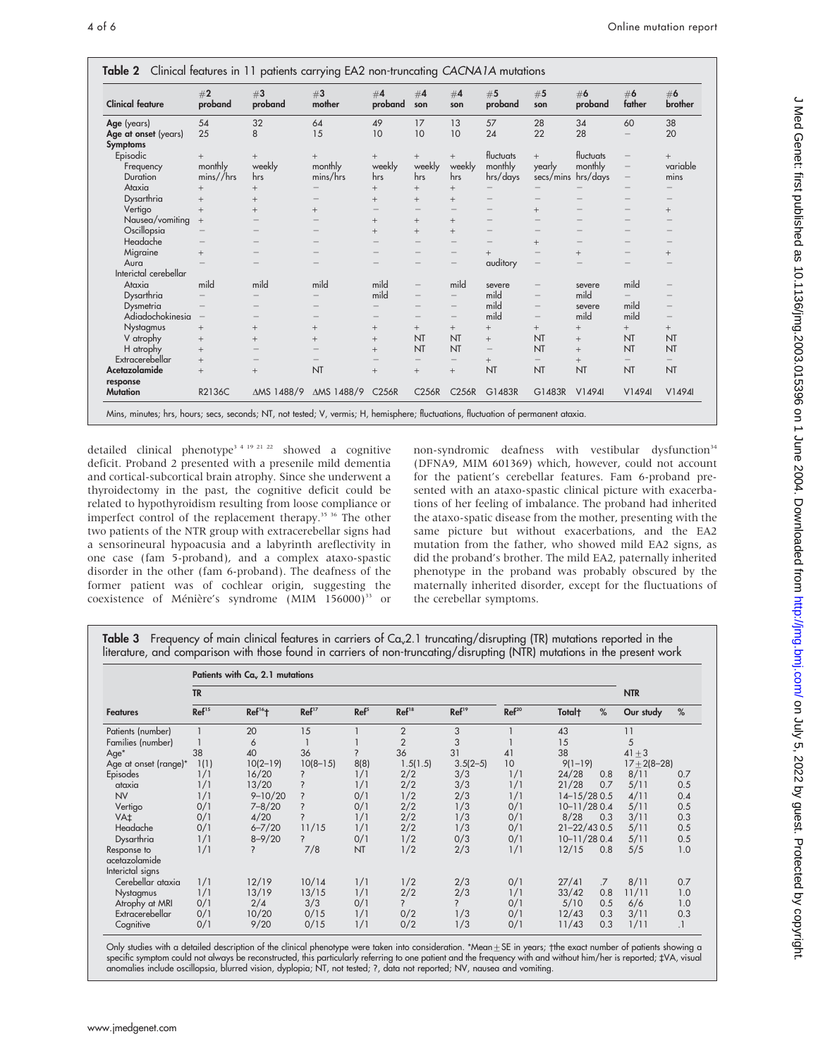**Table 2** Clinical features in 11 patients carrying EA2 non-truncating *CACNA1A* mutations

| Clinical feature | #2 proband | #3 proband | #3 mother | #4 proband | #4 son | #4 son | #5 proband | #5 son | #6 proband | #6 father | #6 brother |
|---|---|---|---|---|---|---|---|---|---|---|---|
| **Age** (years) | 54 | 32 | 64 | 49 | 17 | 13 | 57 | 28 | 34 | 60 | 38 |
| **Age at onset** (years) | 25 | 8 | 15 | 10 | 10 | 10 | 24 | 22 | 28 | – | 20 |
| **Symptoms** | | | | | | | | | | | |
| Episodic | + | + | + | + | + | + | fluctuats | + | fluctuats | – | + |
| Frequency | monthly | weekly | monthly | weekly | weekly | weekly | monthly | yearly | monthly | – | variable |
| Duration | mins//hrs | hrs | mins/hrs | hrs | hrs | hrs | hrs/days | secs/mins | hrs/days | – | mins |
| Ataxia | + | + | – | + | + | + | – | – | – | – | – |
| Dysarthria | + | + | – | + | + | + | – | – | – | – | – |
| Vertigo | + | + | + | – | – | – | – | + | – | – | + |
| Nausea/vomiting | + | – | – | + | + | + | – | – | – | – | – |
| Oscillopsia | – | – | – | + | + | + | – | – | – | – | – |
| Headache | – | – | – | – | – | – | – | + | – | – | – |
| Migraine | + | – | – | – | – | – | + | – | + | – | + |
| Aura | – | – | – | – | – | – | auditory | – | – | – | – |
| Interictal cerebellar | | | | | | | | | | | |
| Ataxia | mild | mild | mild | mild | – | mild | severe | – | severe | mild | – |
| Dysarthria | – | – | – | mild | – | – | mild | – | mild | – | – |
| Dysmetria | – | – | – | – | – | – | mild | – | severe | mild | – |
| Adiadochokinesia | – | – | – | – | – | – | mild | – | mild | mild | – |
| Nystagmus | + | + | + | + | + | + | + | + | + | + | + |
| V atrophy | + | + | + | + | NT | NT | + | NT | + | NT | NT |
| H atrophy | + | – | – | + | NT | NT | – | NT | + | NT | NT |
| Extracerebellar | + | – | – | – | – | – | + | – | + | – | – |
| **Acetazolamide response** | + | + | NT | + | + | + | NT | NT | NT | NT | NT |
| **Mutation** | R2136C | ΔMS 1488/9 | ΔMS 1488/9 | C256R | C256R | C256R | G1483R | G1483R | V1494I | V1494I | V1494I |

Mins, minutes; hrs, hours; secs, seconds; NT, not tested; V, vermis; H, hemisphere; fluctuations, fluctuation of permanent ataxia.

detailed clinical phenotype[3 4 19 21 22] showed a cognitive deficit. Proband 2 presented with a presenile mild dementia and cortical-subcortical brain atrophy. Since she underwent a thyroidectomy in the past, the cognitive deficit could be related to hypothyroidism resulting from loose compliance or imperfect control of the replacement therapy.[35 36] The other two patients of the NTR group with extracerebellar signs had a sensorineural hypoacusia and a labyrinth areflectivity in one case (fam 5-proband), and a complex ataxo-spastic disorder in the other (fam 6-proband). The deafness of the former patient was of cochlear origin, suggesting the coexistence of Ménière's syndrome (MIM 156000)[33] or non-syndromic deafness with vestibular dysfunction[34] (DFNA9, MIM 601369) which, however, could not account for the patient's cerebellar features. Fam 6-proband presented with an ataxo-spastic clinical picture with exacerbations of her feeling of imbalance. The proband had inherited the ataxo-spatic disease from the mother, presenting with the same picture but without exacerbations, and the EA2 mutation from the father, who showed mild EA2 signs, as did the proband's brother. The mild EA2, paternally inherited phenotype in the proband was probably obscured by the maternally inherited disorder, except for the fluctuations of the cerebellar symptoms.

**Table 3** Frequency of main clinical features in carriers of $Ca_v2.1$ truncating/disrupting (TR) mutations reported in the literature, and comparison with those found in carriers of non-truncating/disrupting (NTR) mutations in the present work

| | Patients with $Ca_v$ 2.1 mutations | | | | | | | | | | |
|---|---|---|---|---|---|---|---|---|---|---|---|
| | TR | | | | | | | | | NTR | |
| Features | Ref[15] | Ref[16]† | Ref[17] | Ref[5] | Ref[18] | Ref[19] | Ref[20] | Total† | % | Our study | % |
| Patients (number) | 1 | 20 | 15 | 1 | 2 | 3 | 1 | 43 | | 11 | |
| Families (number) | 1 | 6 | 1 | 1 | 2 | 3 | 1 | 15 | | 5 | |
| Age* | 38 | 40 | 36 | ? | 36 | 31 | 41 | 38 | | 41±3 | |
| Age at onset (range)* | 1(1) | 10(2–19) | 10(8–15) | 8(8) | 1.5(1.5) | 3.5(2–5) | 10 | 9(1–19) | | 17±2(8–28) | |
| Episodes | 1/1 | 16/20 | ? | 1/1 | 2/2 | 3/3 | 1/1 | 24/28 | 0.8 | 8/11 | 0.7 |
| ataxia | 1/1 | 13/20 | ? | 1/1 | 2/2 | 3/3 | 1/1 | 21/28 | 0.7 | 5/11 | 0.5 |
| NV | 1/1 | 9–10/20 | ? | 0/1 | 1/2 | 2/3 | 1/1 | 14–15/28 | 0.5 | 4/11 | 0.4 |
| Vertigo | 0/1 | 7–8/20 | ? | 0/1 | 2/2 | 1/3 | 0/1 | 10–11/28 | 0.4 | 5/11 | 0.5 |
| VA‡ | 0/1 | 4/20 | ? | 1/1 | 2/2 | 1/3 | 0/1 | 8/28 | 0.3 | 3/11 | 0.3 |
| Headache | 0/1 | 6–7/20 | 11/15 | 1/1 | 2/2 | 1/3 | 0/1 | 21–22/43 | 0.5 | 5/11 | 0.5 |
| Dysarthria | 1/1 | 8–9/20 | ? | 0/1 | 1/2 | 0/3 | 0/1 | 10–11/28 | 0.4 | 5/11 | 0.5 |
| Response to acetazolamide | 1/1 | ? | 7/8 | NT | 1/2 | 2/3 | 1/1 | 12/15 | 0.8 | 5/5 | 1.0 |
| Interictal signs | | | | | | | | | | | |
| Cerebellar ataxia | 1/1 | 12/19 | 10/14 | 1/1 | 1/2 | 2/3 | 0/1 | 27/41 | .7 | 8/11 | 0.7 |
| Nystagmus | 1/1 | 13/19 | 13/15 | 1/1 | 2/2 | 2/3 | 1/1 | 33/42 | 0.8 | 11/11 | 1.0 |
| Atrophy at MRI | 0/1 | 2/4 | 3/3 | 0/1 | ? | ? | 0/1 | 5/10 | 0.5 | 6/6 | 1.0 |
| Extracerebellar | 0/1 | 10/20 | 0/15 | 1/1 | 0/2 | 1/3 | 0/1 | 12/43 | 0.3 | 3/11 | 0.3 |
| Cognitive | 0/1 | 9/20 | 0/15 | 1/1 | 0/2 | 1/3 | 0/1 | 11/43 | 0.3 | 1/11 | .1 |

Only studies with a detailed description of the clinical phenotype were taken into consideration. *Mean±SE in years; †the exact number of patients showing a specific symptom could not always be reconstructed, this particularly referring to one patient and the frequency with and without him/her is reported; ‡VA, visual anomalies include oscillopsia, blurred vision, dyplopia; NT, not tested; ?, data not reported; NV, nausea and vomiting.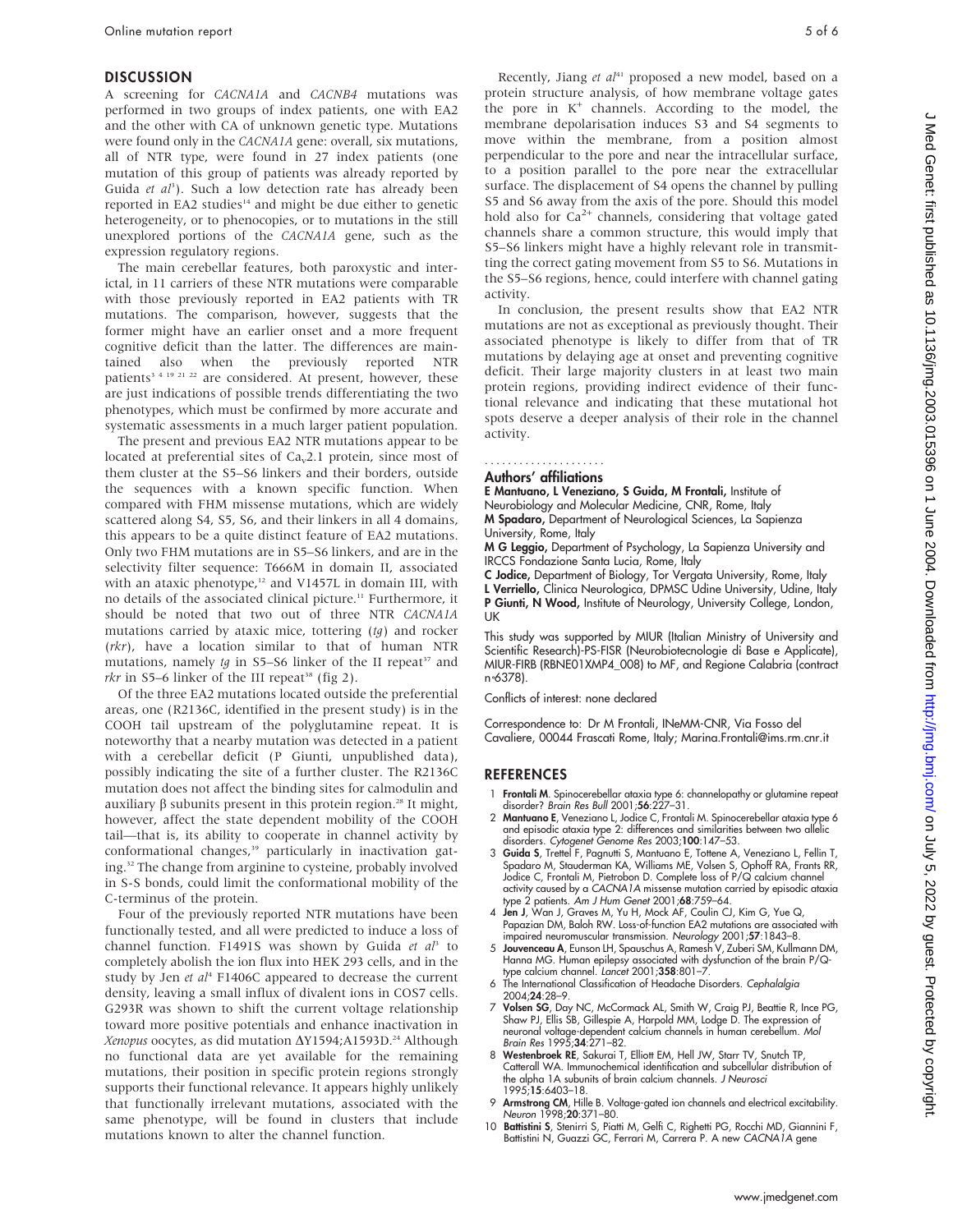## DISCUSSION

A screening for *CACNA1A* and *CACNB4* mutations was performed in two groups of index patients, one with EA2 and the other with CA of unknown genetic type. Mutations were found only in the *CACNA1A* gene: overall, six mutations, all of NTR type, were found in 27 index patients (one mutation of this group of patients was already reported by Guida *et al*[3]). Such a low detection rate has already been reported in EA2 studies[14] and might be due either to genetic heterogeneity, or to phenocopies, or to mutations in the still unexplored portions of the *CACNA1A* gene, such as the expression regulatory regions.

The main cerebellar features, both paroxystic and interictal, in 11 carriers of these NTR mutations were comparable with those previously reported in EA2 patients with TR mutations. The comparison, however, suggests that the former might have an earlier onset and a more frequent cognitive deficit than the latter. The differences are maintained also when the previously reported NTR patients[3 4 19 21 22] are considered. At present, however, these are just indications of possible trends differentiating the two phenotypes, which must be confirmed by more accurate and systematic assessments in a much larger patient population.

The present and previous EA2 NTR mutations appear to be located at preferential sites of $Ca_v2.1$ protein, since most of them cluster at the S5–S6 linkers and their borders, outside the sequences with a known specific function. When compared with FHM missense mutations, which are widely scattered along S4, S5, S6, and their linkers in all 4 domains, this appears to be a quite distinct feature of EA2 mutations. Only two FHM mutations are in S5–S6 linkers, and are in the selectivity filter sequence: T666M in domain II, associated with an ataxic phenotype,[12] and V1457L in domain III, with no details of the associated clinical picture.[11] Furthermore, it should be noted that two out of three NTR *CACNA1A* mutations carried by ataxic mice, tottering (*tg*) and rocker (*rkr*), have a location similar to that of human NTR mutations, namely *tg* in S5–S6 linker of the II repeat[37] and *rkr* in S5–6 linker of the III repeat[38] (fig 2).

Of the three EA2 mutations located outside the preferential areas, one (R2136C, identified in the present study) is in the COOH tail upstream of the polyglutamine repeat. It is noteworthy that a nearby mutation was detected in a patient with a cerebellar deficit (P Giunti, unpublished data), possibly indicating the site of a further cluster. The R2136C mutation does not affect the binding sites for calmodulin and auxiliary β subunits present in this protein region.[28] It might, however, affect the state dependent mobility of the COOH tail—that is, its ability to cooperate in channel activity by conformational changes,[39] particularly in inactivation gating.[32] The change from arginine to cysteine, probably involved in S-S bonds, could limit the conformational mobility of the C-terminus of the protein.

Four of the previously reported NTR mutations have been functionally tested, and all were predicted to induce a loss of channel function. F1491S was shown by Guida *et al*[3] to completely abolish the ion flux into HEK 293 cells, and in the study by Jen *et al*[4] F1406C appeared to decrease the current density, leaving a small influx of divalent ions in COS7 cells. G293R was shown to shift the current voltage relationship toward more positive potentials and enhance inactivation in *Xenopus* oocytes, as did mutation ΔY1594;A1593D.[24] Although no functional data are yet available for the remaining mutations, their position in specific protein regions strongly supports their functional relevance. It appears highly unlikely that functionally irrelevant mutations, associated with the same phenotype, will be found in clusters that include mutations known to alter the channel function.

Recently, Jiang *et al*[41] proposed a new model, based on a protein structure analysis, of how membrane voltage gates the pore in $K^+$ channels. According to the model, the membrane depolarisation induces S3 and S4 segments to move within the membrane, from a position almost perpendicular to the pore and near the intracellular surface, to a position parallel to the pore near the extracellular surface. The displacement of S4 opens the channel by pulling S5 and S6 away from the axis of the pore. Should this model hold also for $Ca^{2+}$ channels, considering that voltage gated channels share a common structure, this would imply that S5–S6 linkers might have a highly relevant role in transmitting the correct gating movement from S5 to S6. Mutations in the S5–S6 regions, hence, could interfere with channel gating activity.

In conclusion, the present results show that EA2 NTR mutations are not as exceptional as previously thought. Their associated phenotype is likely to differ from that of TR mutations by delaying age at onset and preventing cognitive deficit. Their large majority clusters in at least two main protein regions, providing indirect evidence of their functional relevance and indicating that these mutational hot spots deserve a deeper analysis of their role in the channel activity.

### Authors' affiliations

**E Mantuano, L Veneziano, S Guida, M Frontali,** Institute of Neurobiology and Molecular Medicine, CNR, Rome, Italy
**M Spadaro,** Department of Neurological Sciences, La Sapienza University, Rome, Italy
**M G Leggio,** Department of Psychology, La Sapienza University and IRCCS Fondazione Santa Lucia, Rome, Italy
**C Jodice,** Department of Biology, Tor Vergata University, Rome, Italy
**L Verriello,** Clinica Neurologica, DPMSC Udine University, Udine, Italy
**P Giunti, N Wood,** Institute of Neurology, University College, London, UK

This study was supported by MIUR (Italian Ministry of University and Scientific Research)-PS-FISR (Neurobiotecnologie di Base e Applicate), MIUR-FIRB (RBNE01XMP4_008) to MF, and Regione Calabria (contract n°6378).

Conflicts of interest: none declared

Correspondence to: Dr M Frontali, INeMM-CNR, Via Fosso del Cavaliere, 00044 Frascati Rome, Italy; Marina.Frontali@ims.rm.cnr.it

## REFERENCES

1. **Frontali M**. Spinocerebellar ataxia type 6: channelopathy or glutamine repeat disorder? *Brain Res Bull* 2001;**56**:227–31.
2. **Mantuano E**, Veneziano L, Jodice C, Frontali M. Spinocerebellar ataxia type 6 and episodic ataxia type 2: differences and similarities between two allelic disorders. *Cytogenet Genome Res* 2003;**100**:147–53.
3. **Guida S**, Trettel F, Pagnutti S, Mantuano E, Tottene A, Veneziano L, Fellin T, Spadaro M, Stauderman KA, Williams ME, Volsen S, Ophoff RA, Frants RR, Jodice C, Frontali M, Pietrobon D. Complete loss of P/Q calcium channel activity caused by a *CACNA1A* missense mutation carried by episodic ataxia type 2 patients. *Am J Hum Genet* 2001;**68**:759–64.
4. **Jen J**, Wan J, Graves M, Yu H, Mock AF, Coulin CJ, Kim G, Yue Q, Papazian DM, Baloh RW. Loss-of-function EA2 mutations are associated with impaired neuromuscular transmission. *Neurology* 2001;**57**:1843–8.
5. **Jouvenceau A**, Eunson LH, Spauschus A, Ramesh V, Zuberi SM, Kullmann DM, Hanna MG. Human epilepsy associated with dysfunction of the brain P/Q-type calcium channel. *Lancet* 2001;**358**:801–7.
6. The International Classification of Headache Disorders. *Cephalalgia* 2004;**24**:28–9.
7. **Volsen SG**, Day NC, McCormack AL, Smith W, Craig PJ, Beattie R, Ince PG, Shaw PJ, Ellis SB, Gillespie A, Harpold MM, Lodge D. The expression of neuronal voltage-dependent calcium channels in human cerebellum. *Mol Brain Res* 1995;**34**:271–82.
8. **Westenbroek RE**, Sakurai T, Elliott EM, Hell JW, Starr TV, Snutch TP, Catterall WA. Immunochemical identification and subcellular distribution of the alpha 1A subunits of brain calcium channels. *J Neurosci* 1995;**15**:6403–18.
9. **Armstrong CM**, Hille B. Voltage-gated ion channels and electrical excitability. *Neuron* 1998;**20**:371–80.
10. **Battistini S**, Stenirri S, Piatti M, Gelfi C, Righetti PG, Rocchi MD, Giannini F, Battistini N, Guazzi GC, Ferrari M, Carrera P. A new *CACNA1A* gene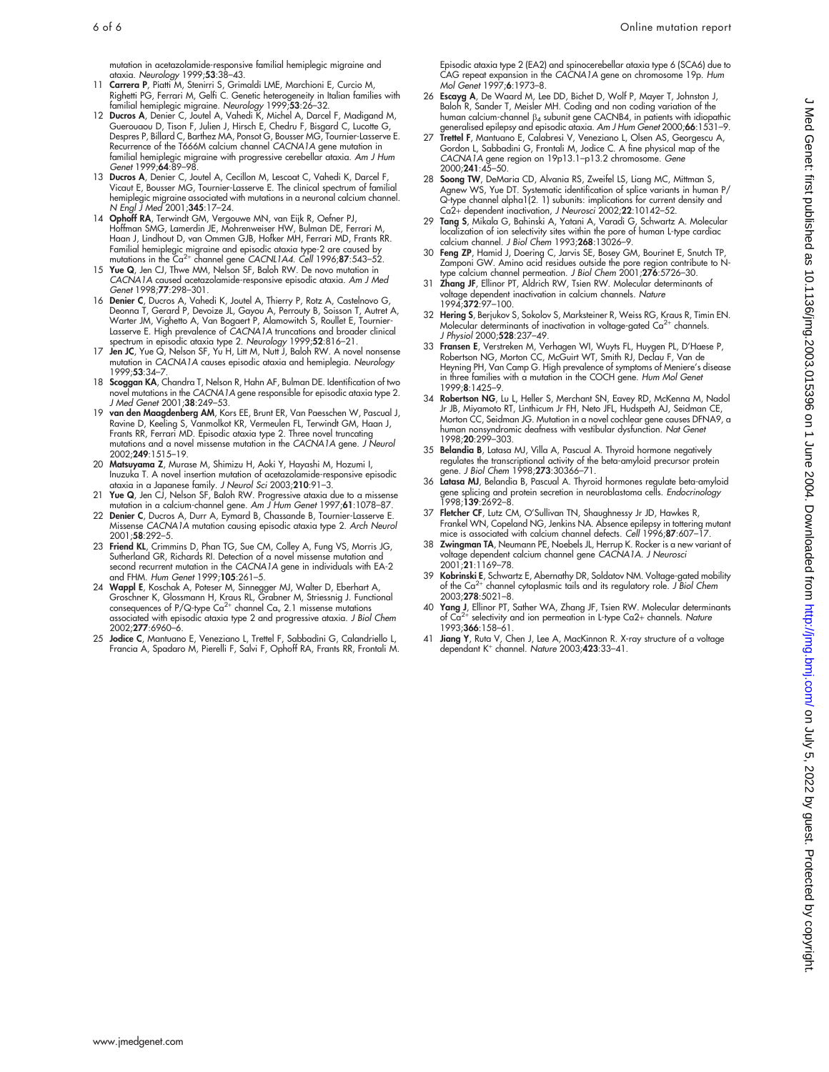mutation in acetazolamide-responsive familial hemiplegic migraine and ataxia. *Neurology* 1999;**53**:38–43.

11 **Carrera P**, Piatti M, Stenirri S, Grimaldi LME, Marchioni E, Curcio M, Righetti PG, Ferrari M, Gelfi C. Genetic heterogeneity in Italian families with familial hemiplegic migraine. *Neurology* 1999;**53**:26–32.

12 **Ducros A**, Denier C, Joutel A, Vahedi K, Michel A, Darcel F, Madigand M, Guerouaou D, Tison F, Julien J, Hirsch E, Chedru F, Bisgard C, Lucotte G, Despres P, Billard C, Barthez MA, Ponsot G, Bousser MG, Tournier-Lasserve E. Recurrence of the T666M calcium channel *CACNA1A* gene mutation in familial hemiplegic migraine with progressive cerebellar ataxia. *Am J Hum Genet* 1999;**64**:89–98.

13 **Ducros A**, Denier C, Joutel A, Cecillon M, Lescoat C, Vahedi K, Darcel F, Vicaut E, Bousser MG, Tournier-Lasserve E. The clinical spectrum of familial hemiplegic migraine associated with mutations in a neuronal calcium channel. *N Engl J Med* 2001;**345**:17–24.

14 **Ophoff RA**, Terwindt GM, Vergouwe MN, van Eijk R, Oefner PJ, Hoffman SMG, Lamerdin JE, Mohrenweiser HW, Bulman DE, Ferrari M, Haan J, Lindhout D, van Ommen GJB, Hofker MH, Ferrari MD, Frants RR. Familial hemiplegic migraine and episodic ataxia type-2 are caused by mutations in the $Ca^{2+}$ channel gene *CACNL1A4*. *Cell* 1996;**87**:543–52.

15 **Yue Q**, Jen CJ, Thwe MM, Nelson SF, Baloh RW. De novo mutation in *CACNA1A* caused acetazolamide-responsive episodic ataxia. *Am J Med Genet* 1998;**77**:298–301.

16 **Denier C**, Ducros A, Vahedi K, Joutel A, Thierry P, Rotz A, Castelnovo G, Deonna T, Gerard P, Devoize JL, Gayou A, Perrouty B, Soisson T, Autret A, Warter JM, Vighetto A, Van Bogaert P, Alamowitch S, Roullet E, Tournier-Lasserve E. High prevalence of *CACNA1A* truncations and broader clinical spectrum in episodic ataxia type 2. *Neurology* 1999;**52**:816–21.

17 **Jen JC**, Yue Q, Nelson SF, Yu H, Litt M, Nutt J, Baloh RW. A novel nonsense mutation in *CACNA1A* causes episodic ataxia and hemiplegia. *Neurology* 1999;**53**:34–7.

18 **Scoggan KA**, Chandra T, Nelson R, Hahn AF, Bulman DE. Identification of two novel mutations in the *CACNA1A* gene responsible for episodic ataxia type 2. *J Med Genet* 2001;**38**:249–53.

19 **van den Maagdenberg AM**, Kors EE, Brunt ER, Van Paesschen W, Pascual J, Ravine D, Keeling S, Vanmolkot KR, Vermeulen FL, Terwindt GM, Haan J, Frants RR, Ferrari MD. Episodic ataxia type 2. Three novel truncating mutations and a novel missense mutation in the *CACNA1A* gene. *J Neurol* 2002;**249**:1515–19.

20 **Matsuyama Z**, Murase M, Shimizu H, Aoki Y, Hayashi M, Hozumi I, Inuzuka T. A novel insertion mutation of acetazolamide-responsive episodic ataxia in a Japanese family. *J Neurol Sci* 2003;**210**:91–3.

21 **Yue Q**, Jen CJ, Nelson SF, Baloh RW. Progressive ataxia due to a missense mutation in a calcium-channel gene. *Am J Hum Genet* 1997;**61**:1078–87.

22 **Denier C**, Ducros A, Durr A, Eymard B, Chassande B, Tournier-Lasserve E. Missense *CACNA1A* mutation causing episodic ataxia type 2. *Arch Neurol* 2001;**58**:292–5.

23 **Friend KL**, Crimmins D, Phan TG, Sue CM, Colley A, Fung VS, Morris JG, Sutherland GR, Richards RI. Detection of a novel missense mutation and second recurrent mutation in the *CACNA1A* gene in individuals with EA-2 and FHM. *Hum Genet* 1999;**105**:261–5.

24 **Wappl E**, Koschak A, Poteser M, Sinnegger MJ, Walter D, Eberhart A, Groschner K, Glossmann H, Kraus RL, Grabner M, Striessnig J. Functional consequences of P/Q-type $Ca^{2+}$ channel $Ca_v$ 2.1 missense mutations associated with episodic ataxia type 2 and progressive ataxia. *J Biol Chem* 2002;**277**:6960–6.

25 **Jodice C**, Mantuano E, Veneziano L, Trettel F, Sabbadini G, Calandriello L, Francia A, Spadaro M, Pierelli F, Salvi F, Ophoff RA, Frants RR, Frontali M. Episodic ataxia type 2 (EA2) and spinocerebellar ataxia type 6 (SCA6) due to CAG repeat expansion in the *CACNA1A* gene on chromosome 19p. *Hum Mol Genet* 1997;**6**:1973–8.

26 **Escayg A**, De Waard M, Lee DD, Bichet D, Wolf P, Mayer T, Johnston J, Baloh R, Sander T, Meisler MH. Coding and non coding variation of the human calcium-channel $\beta_4$ subunit gene CACNB4, in patients with idiopathic generalised epilepsy and episodic ataxia. *Am J Hum Genet* 2000;**66**:1531–9.

27 **Trettel F**, Mantuano E, Calabresi V, Veneziano L, Olsen AS, Georgescu A, Gordon L, Sabbadini G, Frontali M, Jodice C. A fine physical map of the *CACNA1A* gene region on 19p13.1–p13.2 chromosome. *Gene* 2000;**241**:45–50.

28 **Soong TW**, DeMaria CD, Alvania RS, Zweifel LS, Liang MC, Mittman S, Agnew WS, Yue DT. Systematic identification of splice variants in human P/Q-type channel alpha1(2. 1) subunits: implications for current density and Ca2+ dependent inactivation, *J Neurosci* 2002;**22**:10142–52.

29 **Tang S**, Mikala G, Bahinski A, Yatani A, Varadi G, Schwartz A. Molecular localization of ion selectivity sites within the pore of human L-type cardiac calcium channel. *J Biol Chem* 1993;**268**:13026–9.

30 **Feng ZP**, Hamid J, Doering C, Jarvis SE, Bosey GM, Bourinet E, Snutch TP, Zamponi GW. Amino acid residues outside the pore region contribute to N-type calcium channel permeation. *J Biol Chem* 2001;**276**:5726–30.

31 **Zhang JF**, Ellinor PT, Aldrich RW, Tsien RW. Molecular determinants of voltage dependent inactivation in calcium channels. *Nature* 1994;**372**:97–100.

32 **Hering S**, Berjukov S, Sokolov S, Marksteiner R, Weiss RG, Kraus R, Timin EN. Molecular determinants of inactivation in voltage-gated $Ca^{2+}$ channels. *J Physiol* 2000;**528**:237–49.

33 **Fransen E**, Verstreken M, Verhagen WI, Wuyts FL, Huygen PL, D'Haese P, Robertson NG, Morton CC, McGuirt WT, Smith RJ, Declau F, Van de Heyning PH, Van Camp G. High prevalence of symptoms of Meniere's disease in three families with a mutation in the COCH gene. *Hum Mol Genet* 1999;**8**:1425–9.

34 **Robertson NG**, Lu L, Heller S, Merchant SN, Eavey RD, McKenna M, Nadol Jr JB, Miyamoto RT, Linthicum Jr FH, Neto JFL, Hudspeth AJ, Seidman CE, Morton CC, Seidman JG. Mutation in a novel cochlear gene causes DFNA9, a human nonsyndromic deafness with vestibular dysfunction. *Nat Genet* 1998;**20**:299–303.

35 **Belandia B**, Latasa MJ, Villa A, Pascual A. Thyroid hormone negatively regulates the transcriptional activity of the beta-amyloid precursor protein gene. *J Biol Chem* 1998;**273**:30366–71.

36 **Latasa MJ**, Belandia B, Pascual A. Thyroid hormones regulate beta-amyloid gene splicing and protein secretion in neuroblastoma cells. *Endocrinology* 1998;**139**:2692–8.

37 **Fletcher CF**, Lutz CM, O'Sullivan TN, Shaughnessy Jr JD, Hawkes R, Frankel WN, Copeland NG, Jenkins NA. Absence epilepsy in tottering mutant mice is associated with calcium channel defects. *Cell* 1996;**87**:607–17.

38 **Zwingman TA**, Neumann PE, Noebels JL, Herrup K. Rocker is a new variant of voltage dependent calcium channel gene *CACNA1A*. *J Neurosci* 2001;**21**:1169–78.

39 **Kobrinski E**, Schwartz E, Abernathy DR, Soldatov NM. Voltage-gated mobility of the $Ca^{2+}$ channel cytoplasmic tails and its regulatory role. *J Biol Chem* 2003;**278**:5021–8.

40 **Yang J**, Ellinor PT, Sather WA, Zhang JF, Tsien RW. Molecular determinants of $Ca^{2+}$ selectivity and ion permeation in L-type Ca2+ channels. *Nature* 1993;**366**:158–61.

41 **Jiang Y**, Ruta V, Chen J, Lee A, MacKinnon R. X-ray structure of a voltage dependant $K^+$ channel. *Nature* 2003;**423**:33–41.